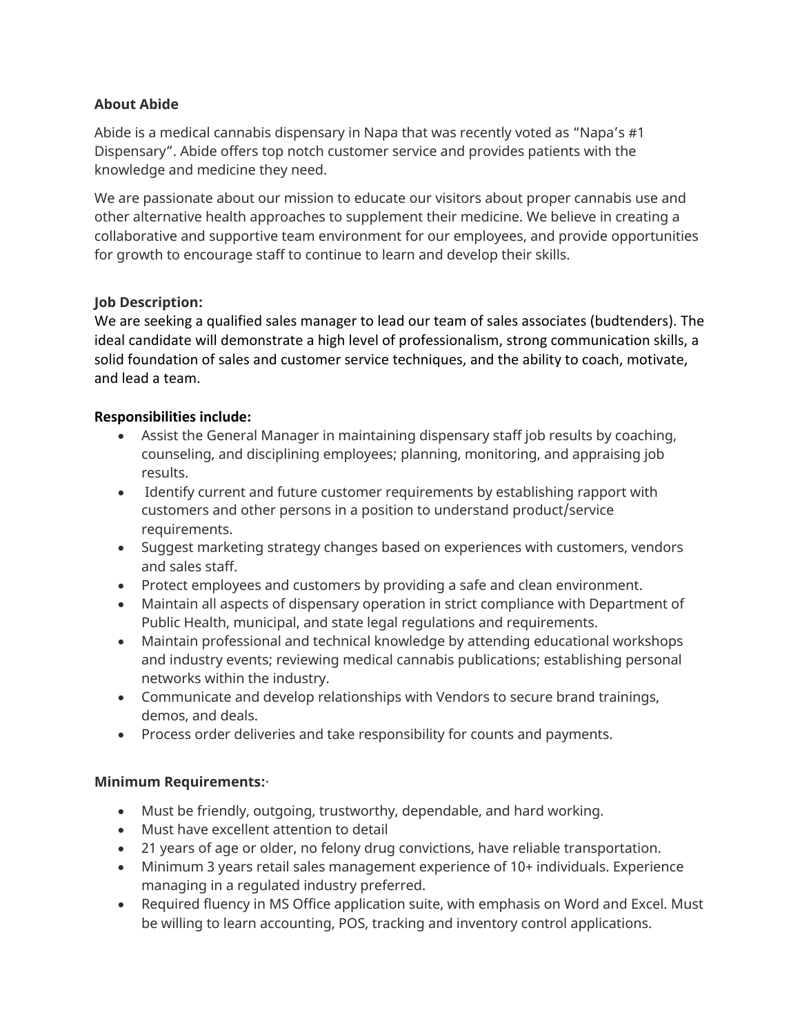**About Abide**

Abide is a medical cannabis dispensary in Napa that was recently voted as "Napa's #1 Dispensary". Abide offers top notch customer service and provides patients with the knowledge and medicine they need.

We are passionate about our mission to educate our visitors about proper cannabis use and other alternative health approaches to supplement their medicine. We believe in creating a collaborative and supportive team environment for our employees, and provide opportunities for growth to encourage staff to continue to learn and develop their skills.

**Job Description:**

We are seeking a qualified sales manager to lead our team of sales associates (budtenders). The ideal candidate will demonstrate a high level of professionalism, strong communication skills, a solid foundation of sales and customer service techniques, and the ability to coach, motivate, and lead a team.

**Responsibilities include:**

- Assist the General Manager in maintaining dispensary staff job results by coaching, counseling, and disciplining employees; planning, monitoring, and appraising job results.
- Identify current and future customer requirements by establishing rapport with customers and other persons in a position to understand product/service requirements.
- Suggest marketing strategy changes based on experiences with customers, vendors and sales staff.
- Protect employees and customers by providing a safe and clean environment.
- Maintain all aspects of dispensary operation in strict compliance with Department of Public Health, municipal, and state legal regulations and requirements.
- Maintain professional and technical knowledge by attending educational workshops and industry events; reviewing medical cannabis publications; establishing personal networks within the industry.
- Communicate and develop relationships with Vendors to secure brand trainings, demos, and deals.
- Process order deliveries and take responsibility for counts and payments.

**Minimum Requirements:**

- Must be friendly, outgoing, trustworthy, dependable, and hard working.
- Must have excellent attention to detail
- 21 years of age or older, no felony drug convictions, have reliable transportation.
- Minimum 3 years retail sales management experience of 10+ individuals. Experience managing in a regulated industry preferred.
- Required fluency in MS Office application suite, with emphasis on Word and Excel. Must be willing to learn accounting, POS, tracking and inventory control applications.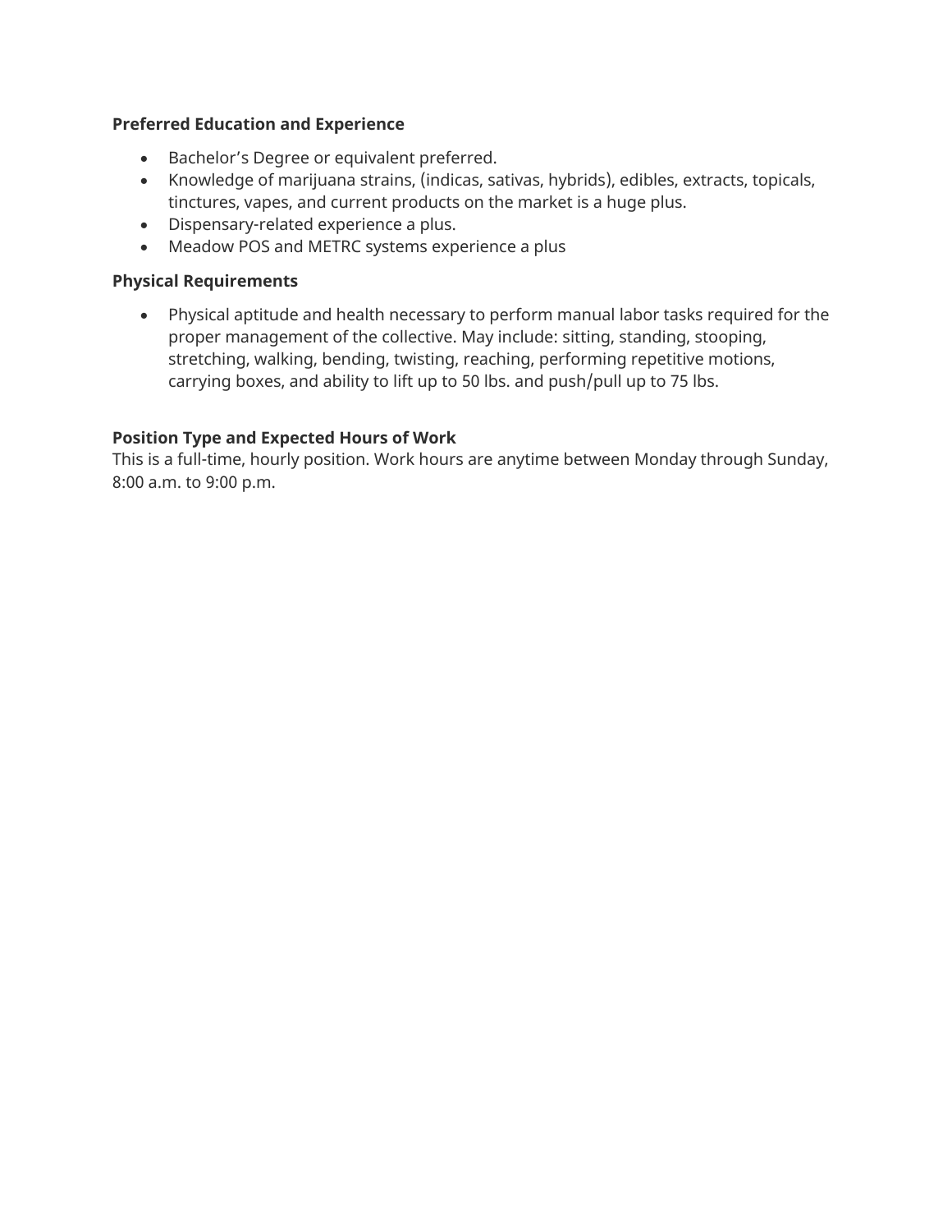**Preferred Education and Experience**

- Bachelor’s Degree or equivalent preferred.
- Knowledge of marijuana strains, (indicas, sativas, hybrids), edibles, extracts, topicals, tinctures, vapes, and current products on the market is a huge plus.
- Dispensary-related experience a plus.
- Meadow POS and METRC systems experience a plus

**Physical Requirements**

- Physical aptitude and health necessary to perform manual labor tasks required for the proper management of the collective. May include: sitting, standing, stooping, stretching, walking, bending, twisting, reaching, performing repetitive motions, carrying boxes, and ability to lift up to 50 lbs. and push/pull up to 75 lbs.

**Position Type and Expected Hours of Work**
This is a full-time, hourly position. Work hours are anytime between Monday through Sunday, 8:00 a.m. to 9:00 p.m.